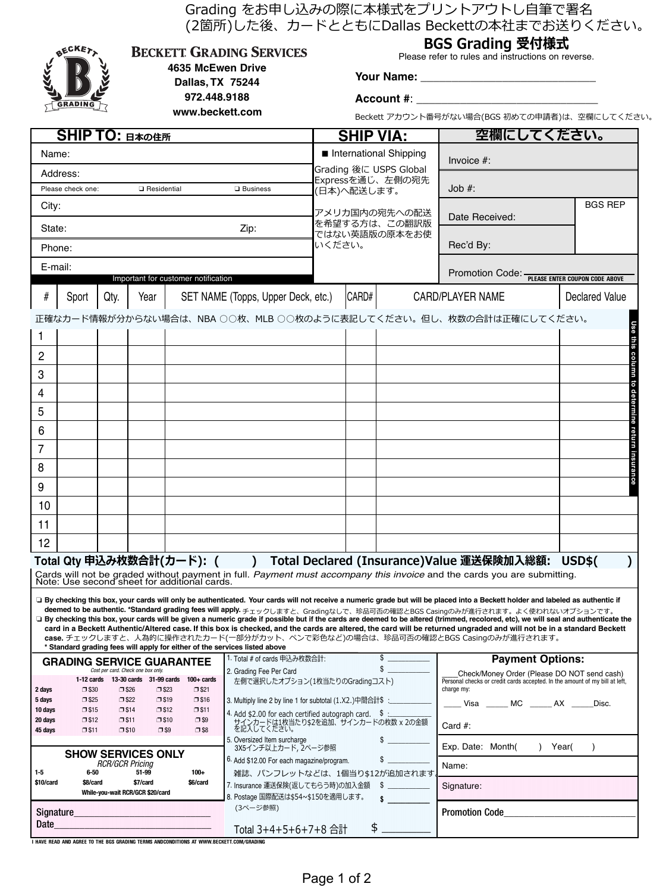Grading をお申し込みの際に本様式をプリントアウトし自筆で署名(2箇所)した後、カードとともにDallas Beckettの本社までお送りください。

**BECKETT GRADING SERVICES**
4635 McEwen Drive
Dallas, TX 75244
972.448.9188
www.beckett.com

## BGS Grading 受付様式

Please refer to rules and instructions on reverse.

**Your Name:** ______________________________

**Account #:** ______________________________

Beckett アカウント番号がない場合(BGS 初めての申請者)は、空欄にしてください。

| SHIP TO: 日本の住所 | SHIP VIA: | 空欄にしてください。 |
|---|---|---|
| Name: | ■ International Shipping | Invoice #: |
| Address: | Grading 後に USPS Global Expressを通じ、左側の宛先(日本)へ配送します。 | Job #: |
| Please check one: ❑ Residential ❑ Business | | |
| City: | アメリカ国内の宛先への配送を希望する方は、この翻訳版ではない英語版の原本をお使いください。 | Date Received: / BGS REP |
| State: Zip: | | Rec'd By: |
| Phone: | | |
| E-mail: (Important for customer notification) | | Promotion Code: PLEASE ENTER COUPON CODE ABOVE |

正確なカード情報が分からない場合は、NBA ○○枚、MLB ○○枚のように表記してください。但し、枚数の合計は正確にしてください。

| # | Sport | Qty. | Year | SET NAME (Topps, Upper Deck, etc.) | CARD# | CARD/PLAYER NAME | Declared Value |
|---|---|---|---|---|---|---|---|
| 1 | | | | | | | |
| 2 | | | | | | | |
| 3 | | | | | | | |
| 4 | | | | | | | |
| 5 | | | | | | | |
| 6 | | | | | | | |
| 7 | | | | | | | |
| 8 | | | | | | | |
| 9 | | | | | | | |
| 10 | | | | | | | |
| 11 | | | | | | | |
| 12 | | | | | | | |

Use this column to determine return insurance

**Total Qty 申込み枚数合計(カード): (   )  Total Declared (Insurance)Value 運送保険加入総額: USD$(   )**

Cards will not be graded without payment in full. *Payment must accompany this invoice* and the cards you are submitting.
Note: Use second sheet for additional cards.

❑ **By checking this box, your cards will only be authenticated. Your cards will not receive a numeric grade but will be placed into a Beckett holder and labeled as authentic if deemed to be authentic. \*Standard grading fees will apply.** チェックしますと、Gradingなしで、珍品可否の確認とBGS Casingのみが進行されます。よく使われないオプションです。

❑ **By checking this box, your cards will be given a numeric grade if possible but if the cards are deemed to be altered (trimmed, recolored, etc), we will seal and authenticate the card in a Beckett Authentic/Altered case. If this box is checked, and the cards are altered, the card will be returned ungraded and will not be in a standard Beckett case.** チェックしますと、人為的に操作されたカード(一部分がカット、ペンで彩色など)の場合は、珍品可否の確認とBGS Casingのみが進行されます。

**\* Standard grading fees will apply for either of the services listed above**

### GRADING SERVICE GUARANTEE

*Cost per card. Check one box only.*

| | 1-12 cards | 13-30 cards | 31-99 cards | 100+ cards |
|---|---|---|---|---|
| 2 days | ❒ $30 | ❒ $26 | ❒ $23 | ❒ $21 |
| 5 days | ❒ $25 | ❒ $22 | ❒ $19 | ❒ $16 |
| 10 days | ❒ $15 | ❒ $14 | ❒ $12 | ❒ $11 |
| 20 days | ❒ $12 | ❒ $11 | ❒ $10 | ❒ $9 |
| 45 days | ❒ $11 | ❒ $10 | ❒ $9 | ❒ $8 |

### SHOW SERVICES ONLY

*RCR/GCR Pricing*

| 1-5 | 6-50 | 51-99 | 100+ |
|---|---|---|---|
| $10/card | $8/card | $7/card | $6/card |

While-you-wait RCR/GCR $20/card

Signature______________________________
Date______________________________

1. Total # of cards 申込み枚数合計: $ __________
2. Grading Fee Per Card $ __________
   左側で選択したオプション(1枚当たりのGradingコスト)
3. Multiply line 2 by line 1 for subtotal (1.X2.)中間合計$ :__________
4. Add $2.00 for each certified autograph card. $ :__________
   サインカードは1枚当たり$2を追加、サインカードの枚数 x 2の金額を記入してください。
5. Oversized Item surcharge $ __________
   3X5インチ以上カード, 2ページ参照
6. Add $12.00 For each magazine/program. $ __________
   雑誌、パンフレットなどは、1個当り$12が追加されます。
7. Insurance 運送保険(返してもらう時)の加入金額 $ __________
8. Postage 国際配送は$54~$150を適用します。 $ __________
   (3ページ参照)

Total 3+4+5+6+7+8 合計 $ __________

**Payment Options:**

____Check/Money Order (Please DO NOT send cash)
Personal checks or credit cards accepted. In the amount of my bill at left, charge my:

____ Visa _____ MC _____ AX _____Disc.

Card #:

Exp. Date: Month(   ) Year(   )

Name:

Signature:

Promotion Code______________________________

I HAVE READ AND AGREE TO THE BGS GRADING TERMS ANDCONDITIONS AT WWW.BECKETT.COM/GRADING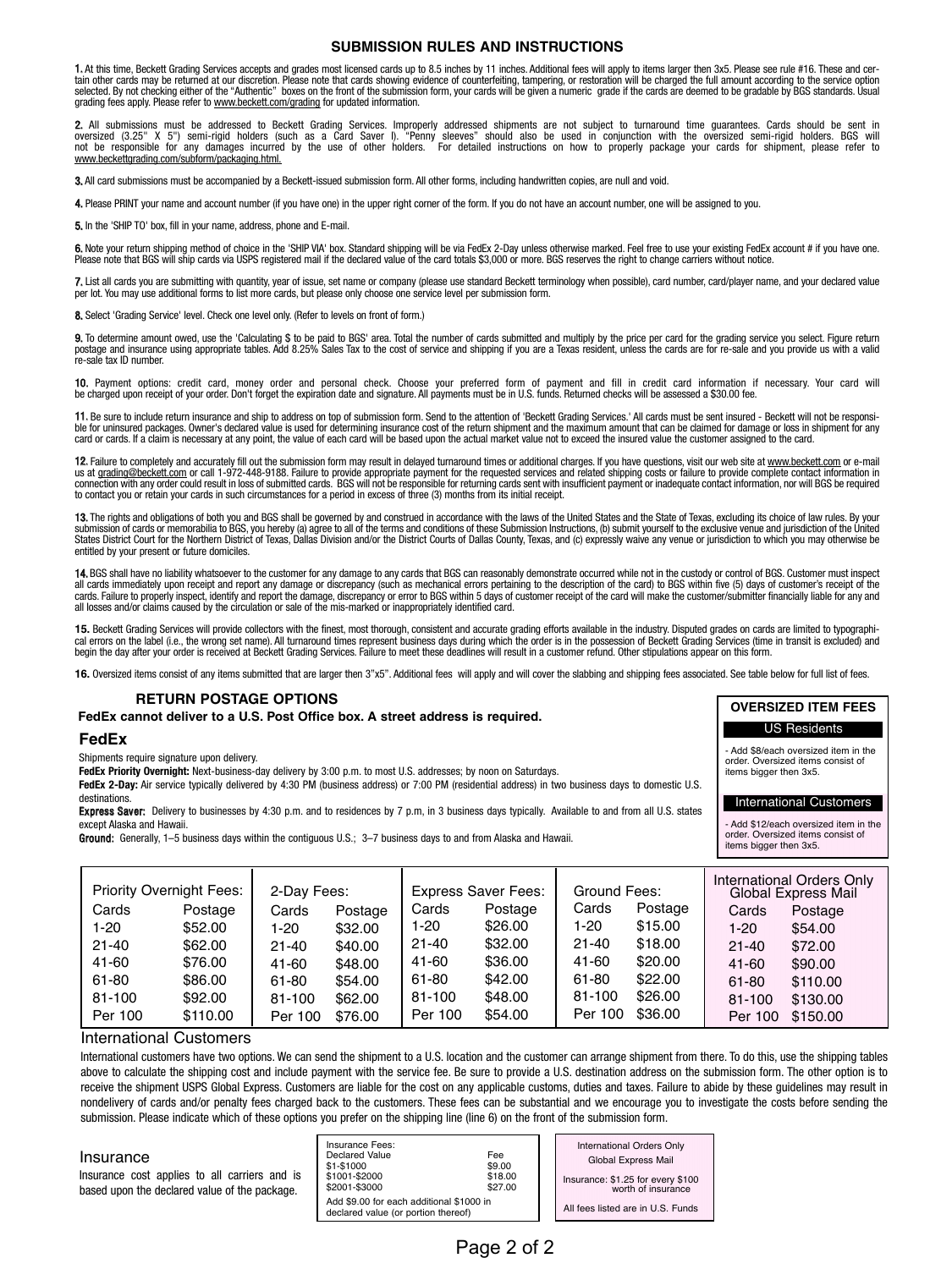## SUBMISSION RULES AND INSTRUCTIONS

**1.** At this time, Beckett Grading Services accepts and grades most licensed cards up to 8.5 inches by 11 inches. Additional fees will apply to items larger then 3x5. Please see rule #16. These and certain other cards may be returned at our discretion. Please note that cards showing evidence of counterfeiting, tampering, or restoration will be charged the full amount according to the service option selected. By not checking either of the "Authentic" boxes on the front of the submission form, your cards will be given a numeric grade if the cards are deemed to be gradable by BGS standards. Usual grading fees apply. Please refer to www.beckett.com/grading for updated information.

**2.** All submissions must be addressed to Beckett Grading Services. Improperly addressed shipments are not subject to turnaround time guarantees. Cards should be sent in oversized (3.25" X 5") semi-rigid holders (such as a Card Saver I). "Penny sleeves" should also be used in conjunction with the oversized semi-rigid holders. BGS will not be responsible for any damages incurred by the use of other holders. For detailed instructions on how to properly package your cards for shipment, please refer to www.beckettgrading.com/subform/packaging.html.

**3.** All card submissions must be accompanied by a Beckett-issued submission form. All other forms, including handwritten copies, are null and void.

**4.** Please PRINT your name and account number (if you have one) in the upper right corner of the form. If you do not have an account number, one will be assigned to you.

**5.** In the 'SHIP TO' box, fill in your name, address, phone and E-mail.

**6.** Note your return shipping method of choice in the 'SHIP VIA' box. Standard shipping will be via FedEx 2-Day unless otherwise marked. Feel free to use your existing FedEx account # if you have one. Please note that BGS will ship cards via USPS registered mail if the declared value of the card totals $3,000 or more. BGS reserves the right to change carriers without notice.

**7.** List all cards you are submitting with quantity, year of issue, set name or company (please use standard Beckett terminology when possible), card number, card/player name, and your declared value per lot. You may use additional forms to list more cards, but please only choose one service level per submission form.

**8.** Select 'Grading Service' level. Check one level only. (Refer to levels on front of form.)

**9.** To determine amount owed, use the 'Calculating $ to be paid to BGS' area. Total the number of cards submitted and multiply by the price per card for the grading service you select. Figure return postage and insurance using appropriate tables. Add 8.25% Sales Tax to the cost of service and shipping if you are a Texas resident, unless the cards are for re-sale and you provide us with a valid re-sale tax ID number.

**10.** Payment options: credit card, money order and personal check. Choose your preferred form of payment and fill in credit card information if necessary. Your card will be charged upon receipt of your order. Don't forget the expiration date and signature. All payments must be in U.S. funds. Returned checks will be assessed a $30.00 fee.

**11.** Be sure to include return insurance and ship to address on top of submission form. Send to the attention of 'Beckett Grading Services.' All cards must be sent insured - Beckett will not be responsible for uninsured packages. Owner's declared value is used for determining insurance cost of the return shipment and the maximum amount that can be claimed for damage or loss in shipment for any card or cards. If a claim is necessary at any point, the value of each card will be based upon the actual market value not to exceed the insured value the customer assigned to the card.

**12.** Failure to completely and accurately fill out the submission form may result in delayed turnaround times or additional charges. If you have questions, visit our web site at www.beckett.com or e-mail us at grading@beckett.com or call 1-972-448-9188. Failure to provide appropriate payment for the requested services and related shipping costs or failure to provide complete contact information in connection with any order could result in loss of submitted cards. BGS will not be responsible for returning cards sent with insufficient payment or inadequate contact information, nor will BGS be required to contact you or retain your cards in such circumstances for a period in excess of three (3) months from its initial receipt.

**13.** The rights and obligations of both you and BGS shall be governed by and construed in accordance with the laws of the United States and the State of Texas, excluding its choice of law rules. By your submission of cards or memorabilia to BGS, you hereby (a) agree to all of the terms and conditions of these Submission Instructions, (b) submit yourself to the exclusive venue and jurisdiction of the United States District Court for the Northern District of Texas, Dallas Division and/or the District Courts of Dallas County, Texas, and (c) expressly waive any venue or jurisdiction to which you may otherwise be entitled by your present or future domiciles.

**14.** BGS shall have no liability whatsoever to the customer for any damage to any cards that BGS can reasonably demonstrate occurred while not in the custody or control of BGS. Customer must inspect all cards immediately upon receipt and report any damage or discrepancy (such as mechanical errors pertaining to the description of the card) to BGS within five (5) days of customer's receipt of the cards. Failure to properly inspect, identify and report the damage, discrepancy or error to BGS within 5 days of customer receipt of the card will make the customer/submitter financially liable for any and all losses and/or claims caused by the circulation or sale of the mis-marked or inappropriately identified card.

**15.** Beckett Grading Services will provide collectors with the finest, most thorough, consistent and accurate grading efforts available in the industry. Disputed grades on cards are limited to typographical errors on the label (i.e., the wrong set name). All turnaround times represent business days during which the order is in the possession of Beckett Grading Services (time in transit is excluded) and begin the day after your order is received at Beckett Grading Services. Failure to meet these deadlines will result in a customer refund. Other stipulations appear on this form.

**16.** Oversized items consist of any items submitted that are larger then 3"x5". Additional fees will apply and will cover the slabbing and shipping fees associated. See table below for full list of fees.

### RETURN POSTAGE OPTIONS

**FedEx cannot deliver to a U.S. Post Office box. A street address is required.**

### FedEx

Shipments require signature upon delivery.

**FedEx Priority Overnight:** Next-business-day delivery by 3:00 p.m. to most U.S. addresses; by noon on Saturdays.

**FedEx 2-Day:** Air service typically delivered by 4:30 PM (business address) or 7:00 PM (residential address) in two business days to domestic U.S. destinations.

**Express Saver:** Delivery to businesses by 4:30 p.m. and to residences by 7 p.m, in 3 business days typically. Available to and from all U.S. states except Alaska and Hawaii.

**Ground:** Generally, 1–5 business days within the contiguous U.S.; 3–7 business days to and from Alaska and Hawaii.

### OVERSIZED ITEM FEES

**US Residents**

- Add $8/each oversized item in the order. Oversized items consist of items bigger then 3x5.

**International Customers**

- Add $12/each oversized item in the order. Oversized items consist of items bigger then 3x5.

| Priority Overnight Fees: | | 2-Day Fees: | | Express Saver Fees: | | Ground Fees: | | International Orders Only Global Express Mail | |
|---|---|---|---|---|---|---|---|---|---|
| Cards | Postage | Cards | Postage | Cards | Postage | Cards | Postage | Cards | Postage |
| 1-20 | $52.00 | 1-20 | $32.00 | 1-20 | $26.00 | 1-20 | $15.00 | 1-20 | $54.00 |
| 21-40 | $62.00 | 21-40 | $40.00 | 21-40 | $32.00 | 21-40 | $18.00 | 21-40 | $72.00 |
| 41-60 | $76.00 | 41-60 | $48.00 | 41-60 | $36.00 | 41-60 | $20.00 | 41-60 | $90.00 |
| 61-80 | $86.00 | 61-80 | $54.00 | 61-80 | $42.00 | 61-80 | $22.00 | 61-80 | $110.00 |
| 81-100 | $92.00 | 81-100 | $62.00 | 81-100 | $48.00 | 81-100 | $26.00 | 81-100 | $130.00 |
| Per 100 | $110.00 | Per 100 | $76.00 | Per 100 | $54.00 | Per 100 | $36.00 | Per 100 | $150.00 |

### International Customers

International customers have two options. We can send the shipment to a U.S. location and the customer can arrange shipment from there. To do this, use the shipping tables above to calculate the shipping cost and include payment with the service fee. Be sure to provide a U.S. destination address on the submission form. The other option is to receive the shipment USPS Global Express. Customers are liable for the cost on any applicable customs, duties and taxes. Failure to abide by these guidelines may result in nondelivery of cards and/or penalty fees charged back to the customers. These fees can be substantial and we encourage you to investigate the costs before sending the submission. Please indicate which of these options you prefer on the shipping line (line 6) on the front of the submission form.

### Insurance

Insurance cost applies to all carriers and is based upon the declared value of the package.

Insurance Fees:

| Declared Value | Fee |
|---|---|
| $1-$1000 | $9.00 |
| $1001-$2000 | $18.00 |
| $2001-$3000 | $27.00 |

Add $9.00 for each additional $1000 in declared value (or portion thereof)

International Orders Only
Global Express Mail

Insurance: $1.25 for every $100 worth of insurance

All fees listed are in U.S. Funds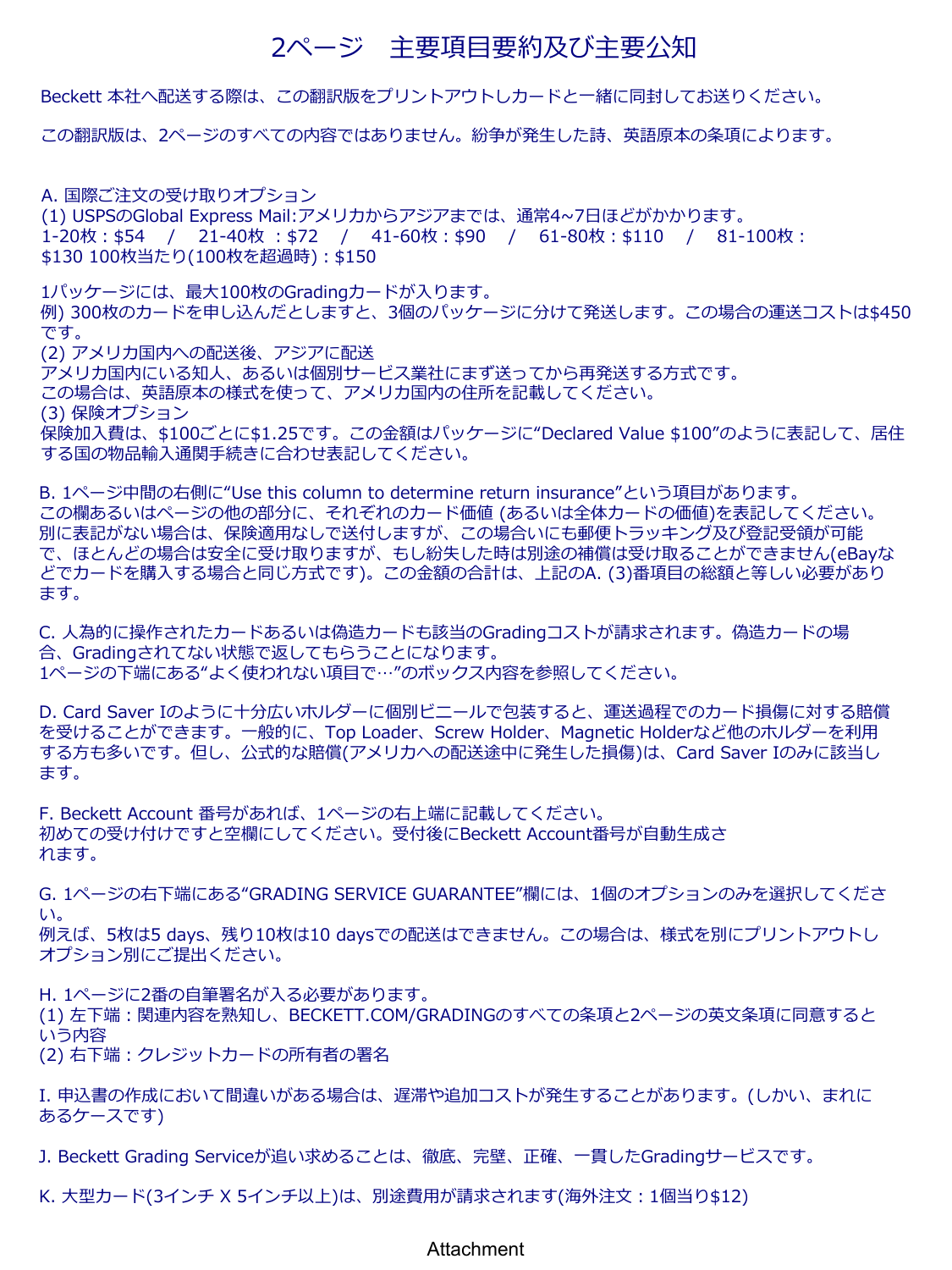# 2ページ　主要項目要約及び主要公知

Beckett 本社へ配送する際は、この翻訳版をプリントアウトしカードと一緒に同封してお送りください。

この翻訳版は、2ページのすべての内容ではありません。紛争が発生した詩、英語原本の条項によります。

A. 国際ご注文の受け取りオプション
(1) USPSのGlobal Express Mail:アメリカからアジアまでは、通常4~7日ほどがかかります。
1-20枚：$54　/　21-40枚 ：$72　/　41-60枚：$90　/　61-80枚：$110　/　81-100枚：$130 100枚当たり(100枚を超過時)：$150

1パッケージには、最大100枚のGradingカードが入ります。
例) 300枚のカードを申し込んだとしますと、3個のパッケージに分けて発送します。この場合の運送コストは$450です。
(2) アメリカ国内への配送後、アジアに配送
アメリカ国内にいる知人、あるいは個別サービス業社にまず送ってから再発送する方式です。
この場合は、英語原本の様式を使って、アメリカ国内の住所を記載してください。
(3) 保険オプション
保険加入費は、$100ごとに$1.25です。この金額はパッケージに“Declared Value $100”のように表記して、居住する国の物品輸入通関手続きに合わせ表記してください。

B. 1ページ中間の右側に“Use this column to determine return insurance”という項目があります。
この欄あるいはページの他の部分に、それぞれのカード価値 (あるいは全体カードの価値)を表記してください。
別に表記がない場合は、保険適用なしで送付しますが、この場合いにも郵便トラッキング及び登記受領が可能で、ほとんどの場合は安全に受け取りますが、もし紛失した時は別途の補償は受け取ることができません(eBayなどでカードを購入する場合と同じ方式です)。この金額の合計は、上記のA. (3)番項目の総額と等しい必要があります。

C. 人為的に操作されたカードあるいは偽造カードも該当のGradingコストが請求されます。偽造カードの場合、Gradingされてない状態で返してもらうことになります。
1ページの下端にある“よく使われない項目で…”のボックス内容を参照してください。

D. Card Saver Iのように十分広いホルダーに個別ビニールで包装すると、運送過程でのカード損傷に対する賠償を受けることができます。一般的に、Top Loader、Screw Holder、Magnetic Holderなど他のホルダーを利用する方も多いです。但し、公式的な賠償(アメリカへの配送途中に発生した損傷)は、Card Saver Iのみに該当します。

F. Beckett Account 番号があれば、1ページの右上端に記載してください。
初めての受け付けですと空欄にしてください。受付後にBeckett Account番号が自動生成されます。

G. 1ページの右下端にある“GRADING SERVICE GUARANTEE”欄には、1個のオプションのみを選択してください。
例えば、5枚は5 days、残り10枚は10 daysでの配送はできません。この場合は、様式を別にプリントアウトしオプション別にご提出ください。

H. 1ページに2番の自筆署名が入る必要があります。
(1) 左下端：関連内容を熟知し、BECKETT.COM/GRADINGのすべての条項と2ページの英文条項に同意するという内容
(2) 右下端：クレジットカードの所有者の署名

I. 申込書の作成において間違いがある場合は、遅滞や追加コストが発生することがあります。(しかい、まれにあるケースです)

J. Beckett Grading Serviceが追い求めることは、徹底、完璧、正確、一貫したGradingサービスです。

K. 大型カード(3インチ X 5インチ以上)は、別途費用が請求されます(海外注文：1個当り$12)

Attachment